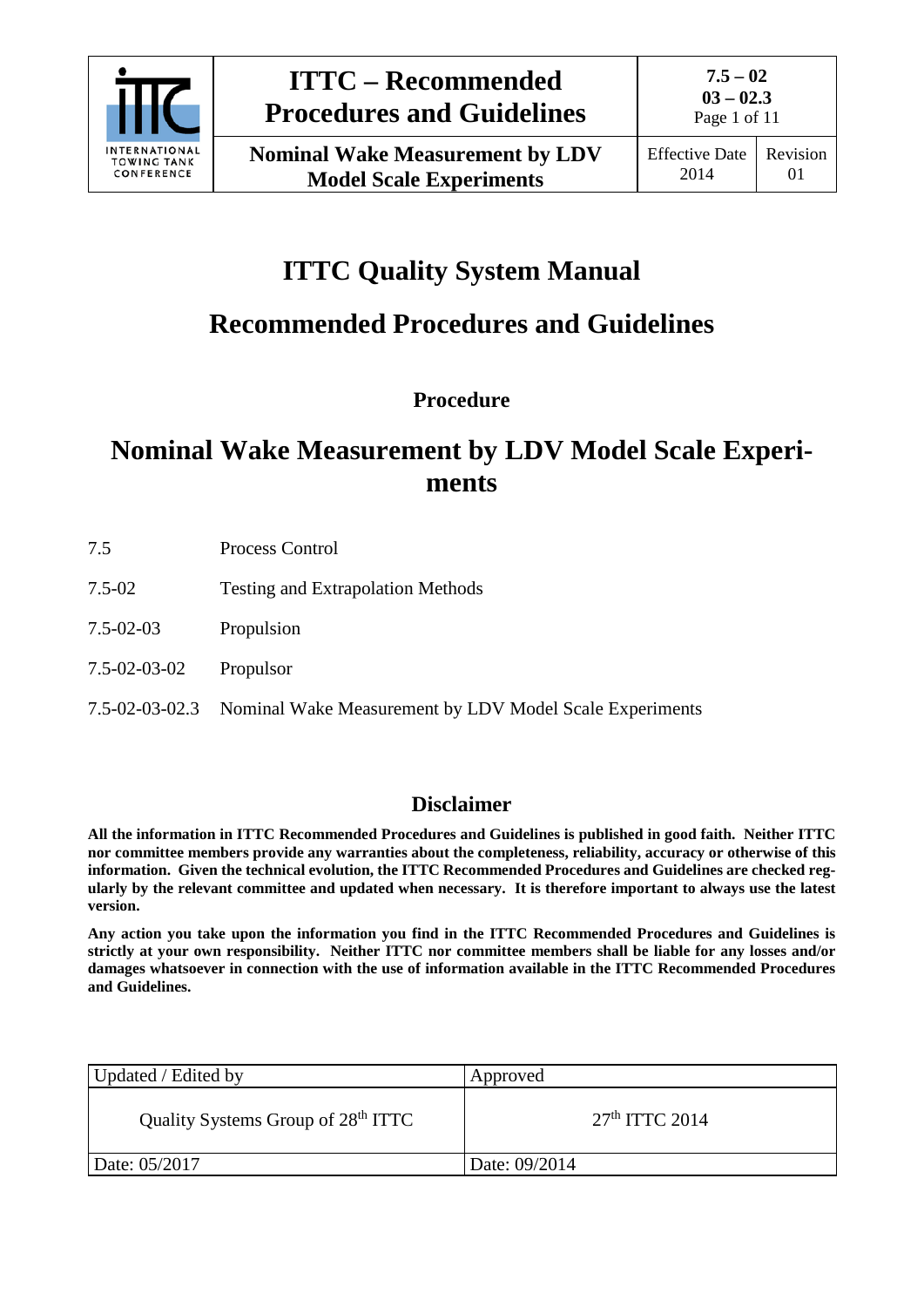# ITTC Quality System Manual

## Recommended Procedures and Guidelines

### Procedure

## Nominal Wake Measurement by LDV Model Scale Experiments

| | |
|---|---|
| 7.5 | Process Control |
| 7.5-02 | Testing and Extrapolation Methods |
| 7.5-02-03 | Propulsion |
| 7.5-02-03-02 | Propulsor |
| 7.5-02-03-02.3 | Nominal Wake Measurement by LDV Model Scale Experiments |

### Disclaimer

**All the information in ITTC Recommended Procedures and Guidelines is published in good faith. Neither ITTC nor committee members provide any warranties about the completeness, reliability, accuracy or otherwise of this information. Given the technical evolution, the ITTC Recommended Procedures and Guidelines are checked regularly by the relevant committee and updated when necessary. It is therefore important to always use the latest version.**

**Any action you take upon the information you find in the ITTC Recommended Procedures and Guidelines is strictly at your own responsibility. Neither ITTC nor committee members shall be liable for any losses and/or damages whatsoever in connection with the use of information available in the ITTC Recommended Procedures and Guidelines.**

| Updated / Edited by | Approved |
|---|---|
| Quality Systems Group of 28th ITTC | 27th ITTC 2014 |
| Date: 05/2017 | Date: 09/2014 |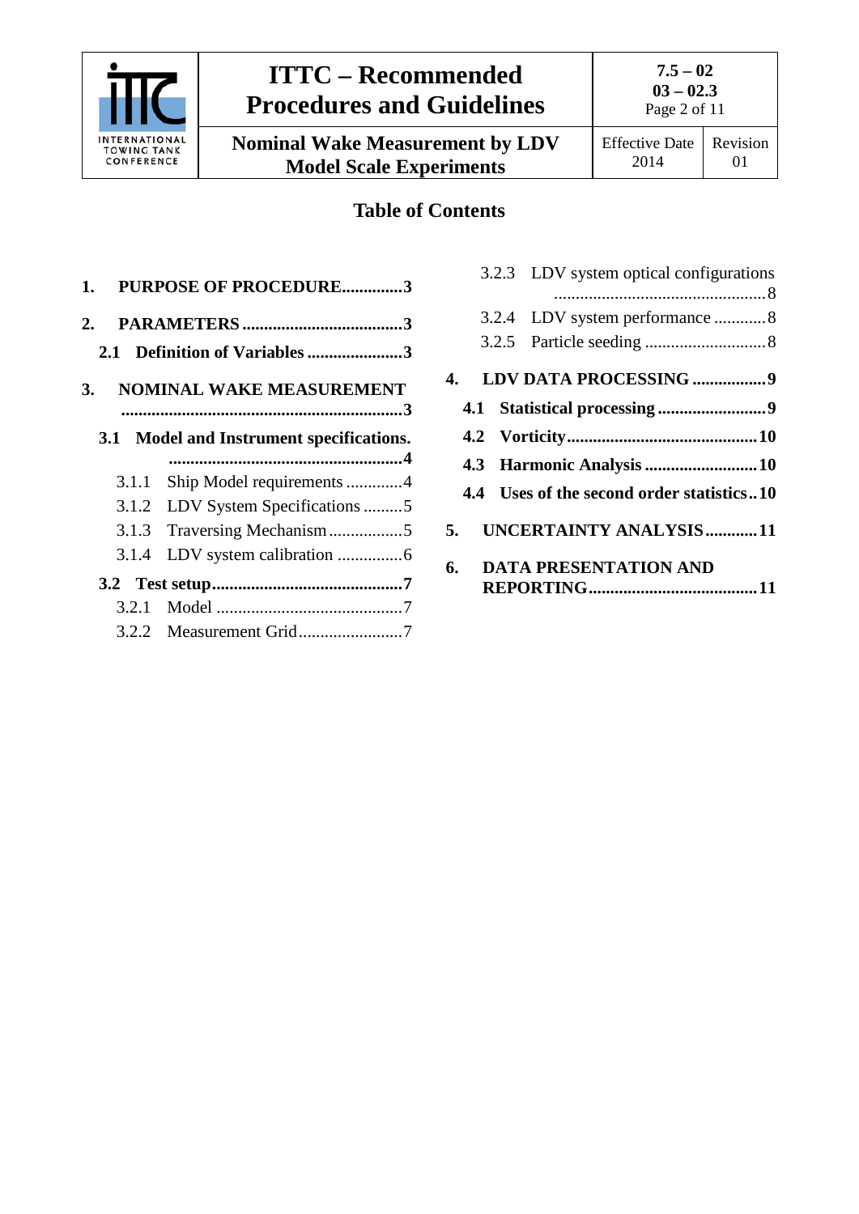## Table of Contents

**1. PURPOSE OF PROCEDURE..............3**

**2. PARAMETERS .....................................3**

- **2.1 Definition of Variables ......................3**

**3. NOMINAL WAKE MEASUREMENT ................................................................3**

- **3.1 Model and Instrument specifications. ......................................................4**
  - 3.1.1 Ship Model requirements .............4
  - 3.1.2 LDV System Specifications .........5
  - 3.1.3 Traversing Mechanism .................5
  - 3.1.4 LDV system calibration ...............6
- **3.2 Test setup............................................7**
  - 3.2.1 Model ...........................................7
  - 3.2.2 Measurement Grid........................7
  - 3.2.3 LDV system optical configurations ................................................8
  - 3.2.4 LDV system performance ............8
  - 3.2.5 Particle seeding ............................8

**4. LDV DATA PROCESSING .................9**

- **4.1 Statistical processing .........................9**
- **4.2 Vorticity............................................10**
- **4.3 Harmonic Analysis ..........................10**
- **4.4 Uses of the second order statistics..10**

**5. UNCERTAINTY ANALYSIS............11**

**6. DATA PRESENTATION AND REPORTING.......................................11**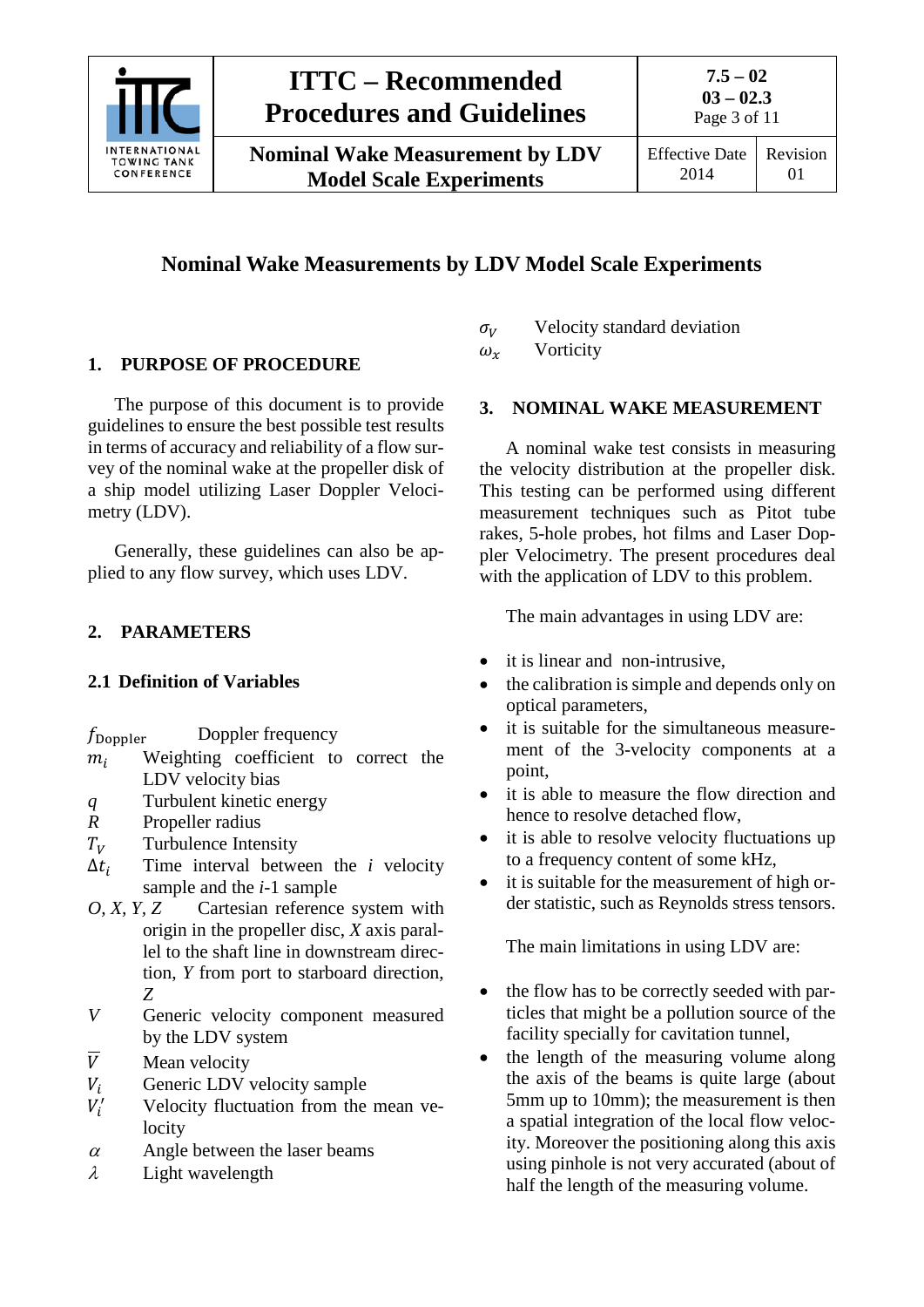# Nominal Wake Measurements by LDV Model Scale Experiments

## 1. PURPOSE OF PROCEDURE

The purpose of this document is to provide guidelines to ensure the best possible test results in terms of accuracy and reliability of a flow survey of the nominal wake at the propeller disk of a ship model utilizing Laser Doppler Velocimetry (LDV).

Generally, these guidelines can also be applied to any flow survey, which uses LDV.

## 2. PARAMETERS

### 2.1 Definition of Variables

$f_{\text{Doppler}}$ Doppler frequency
$m_i$ Weighting coefficient to correct the LDV velocity bias
$q$ Turbulent kinetic energy
$R$ Propeller radius
$T_V$ Turbulence Intensity
$\Delta t_i$ Time interval between the $i$ velocity sample and the $i$-1 sample
$O$, $X$, $Y$, $Z$ Cartesian reference system with origin in the propeller disc, $X$ axis parallel to the shaft line in downstream direction, $Y$ from port to starboard direction, $Z$
$V$ Generic velocity component measured by the LDV system
$\overline{V}$ Mean velocity
$V_i$ Generic LDV velocity sample
$V_i'$ Velocity fluctuation from the mean velocity
$\alpha$ Angle between the laser beams
$\lambda$ Light wavelength
$\sigma_V$ Velocity standard deviation
$\omega_x$ Vorticity

## 3. NOMINAL WAKE MEASUREMENT

A nominal wake test consists in measuring the velocity distribution at the propeller disk. This testing can be performed using different measurement techniques such as Pitot tube rakes, 5-hole probes, hot films and Laser Doppler Velocimetry. The present procedures deal with the application of LDV to this problem.

The main advantages in using LDV are:

- it is linear and non-intrusive,
- the calibration is simple and depends only on optical parameters,
- it is suitable for the simultaneous measurement of the 3-velocity components at a point,
- it is able to measure the flow direction and hence to resolve detached flow,
- it is able to resolve velocity fluctuations up to a frequency content of some kHz,
- it is suitable for the measurement of high order statistic, such as Reynolds stress tensors.

The main limitations in using LDV are:

- the flow has to be correctly seeded with particles that might be a pollution source of the facility specially for cavitation tunnel,
- the length of the measuring volume along the axis of the beams is quite large (about 5mm up to 10mm); the measurement is then a spatial integration of the local flow velocity. Moreover the positioning along this axis using pinhole is not very accurated (about of half the length of the measuring volume.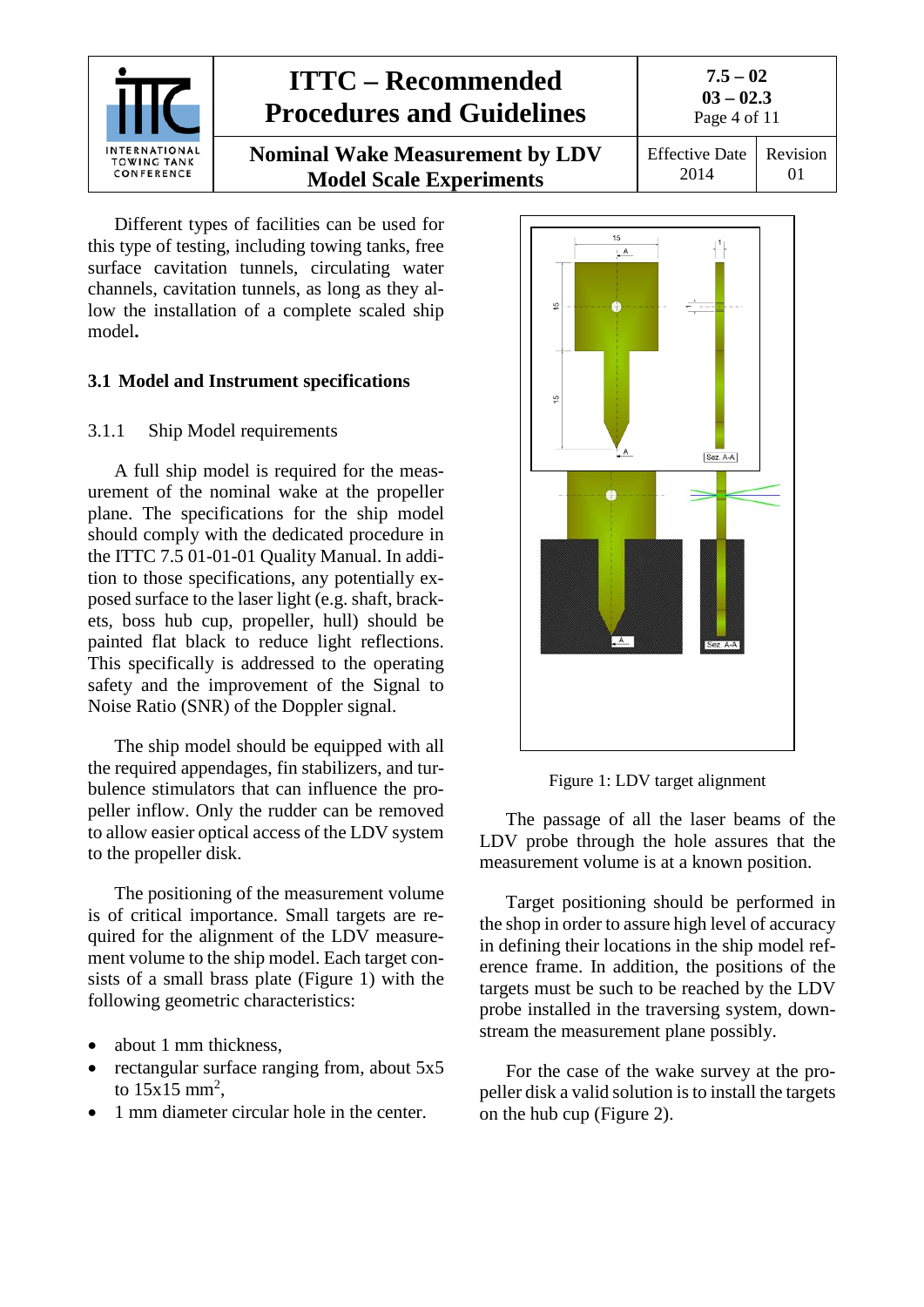Different types of facilities can be used for this type of testing, including towing tanks, free surface cavitation tunnels, circulating water channels, cavitation tunnels, as long as they allow the installation of a complete scaled ship model.

## 3.1 Model and Instrument specifications

### 3.1.1 Ship Model requirements

A full ship model is required for the measurement of the nominal wake at the propeller plane. The specifications for the ship model should comply with the dedicated procedure in the ITTC 7.5 01-01-01 Quality Manual. In addition to those specifications, any potentially exposed surface to the laser light (e.g. shaft, brackets, boss hub cup, propeller, hull) should be painted flat black to reduce light reflections. This specifically is addressed to the operating safety and the improvement of the Signal to Noise Ratio (SNR) of the Doppler signal.

The ship model should be equipped with all the required appendages, fin stabilizers, and turbulence stimulators that can influence the propeller inflow. Only the rudder can be removed to allow easier optical access of the LDV system to the propeller disk.

The positioning of the measurement volume is of critical importance. Small targets are required for the alignment of the LDV measurement volume to the ship model. Each target consists of a small brass plate (Figure 1) with the following geometric characteristics:

- about 1 mm thickness,
- rectangular surface ranging from, about 5x5 to 15x15 mm$^2$,
- 1 mm diameter circular hole in the center.

Figure 1: LDV target alignment

The passage of all the laser beams of the LDV probe through the hole assures that the measurement volume is at a known position.

Target positioning should be performed in the shop in order to assure high level of accuracy in defining their locations in the ship model reference frame. In addition, the positions of the targets must be such to be reached by the LDV probe installed in the traversing system, downstream the measurement plane possibly.

For the case of the wake survey at the propeller disk a valid solution is to install the targets on the hub cup (Figure 2).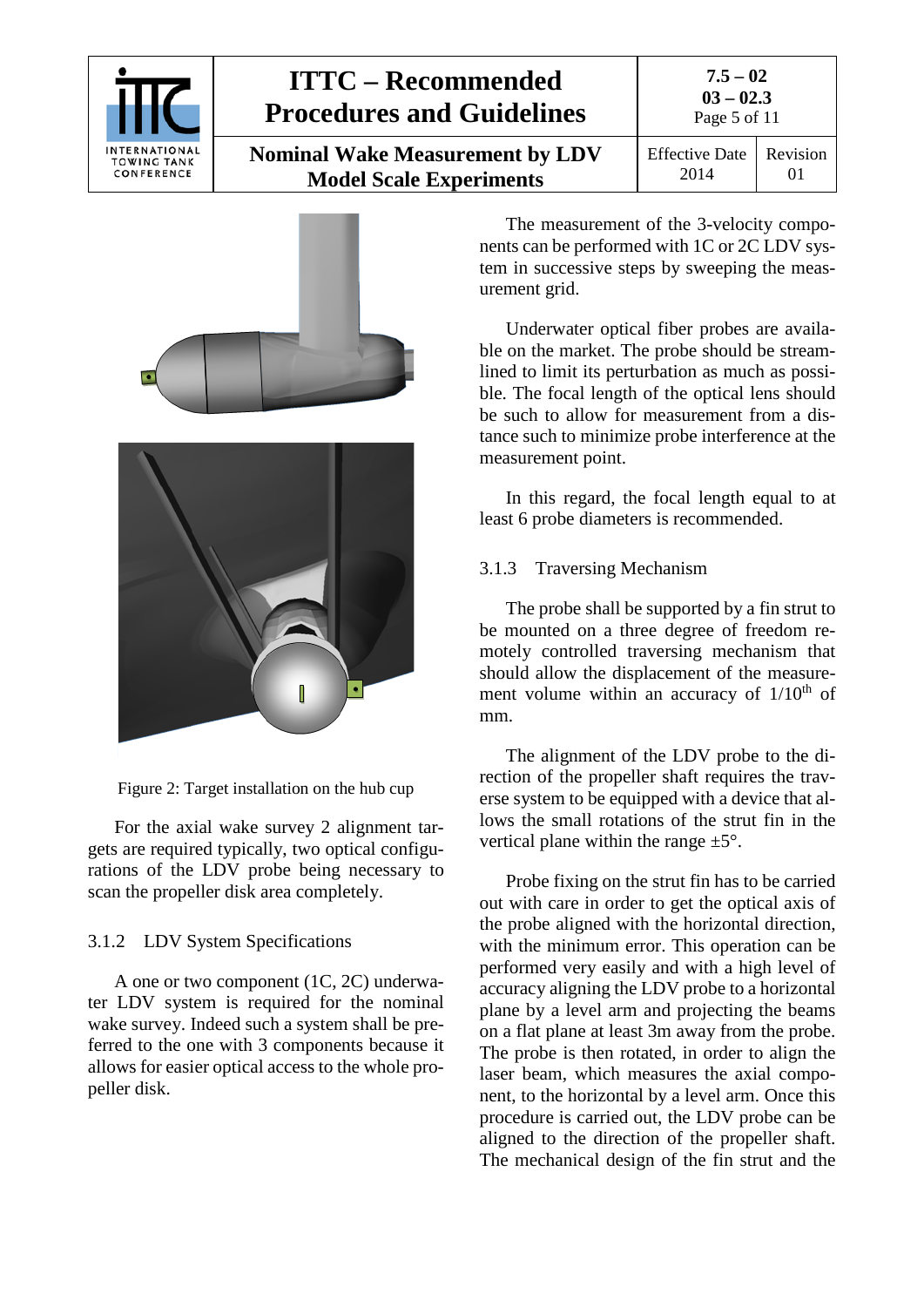Figure 2: Target installation on the hub cup

For the axial wake survey 2 alignment targets are required typically, two optical configurations of the LDV probe being necessary to scan the propeller disk area completely.

### 3.1.2 LDV System Specifications

A one or two component (1C, 2C) underwater LDV system is required for the nominal wake survey. Indeed such a system shall be preferred to the one with 3 components because it allows for easier optical access to the whole propeller disk.

The measurement of the 3-velocity components can be performed with 1C or 2C LDV system in successive steps by sweeping the measurement grid.

Underwater optical fiber probes are available on the market. The probe should be streamlined to limit its perturbation as much as possible. The focal length of the optical lens should be such to allow for measurement from a distance such to minimize probe interference at the measurement point.

In this regard, the focal length equal to at least 6 probe diameters is recommended.

### 3.1.3 Traversing Mechanism

The probe shall be supported by a fin strut to be mounted on a three degree of freedom remotely controlled traversing mechanism that should allow the displacement of the measurement volume within an accuracy of 1/10$^{th}$ of mm.

The alignment of the LDV probe to the direction of the propeller shaft requires the traverse system to be equipped with a device that allows the small rotations of the strut fin in the vertical plane within the range ±5°.

Probe fixing on the strut fin has to be carried out with care in order to get the optical axis of the probe aligned with the horizontal direction, with the minimum error. This operation can be performed very easily and with a high level of accuracy aligning the LDV probe to a horizontal plane by a level arm and projecting the beams on a flat plane at least 3m away from the probe. The probe is then rotated, in order to align the laser beam, which measures the axial component, to the horizontal by a level arm. Once this procedure is carried out, the LDV probe can be aligned to the direction of the propeller shaft. The mechanical design of the fin strut and the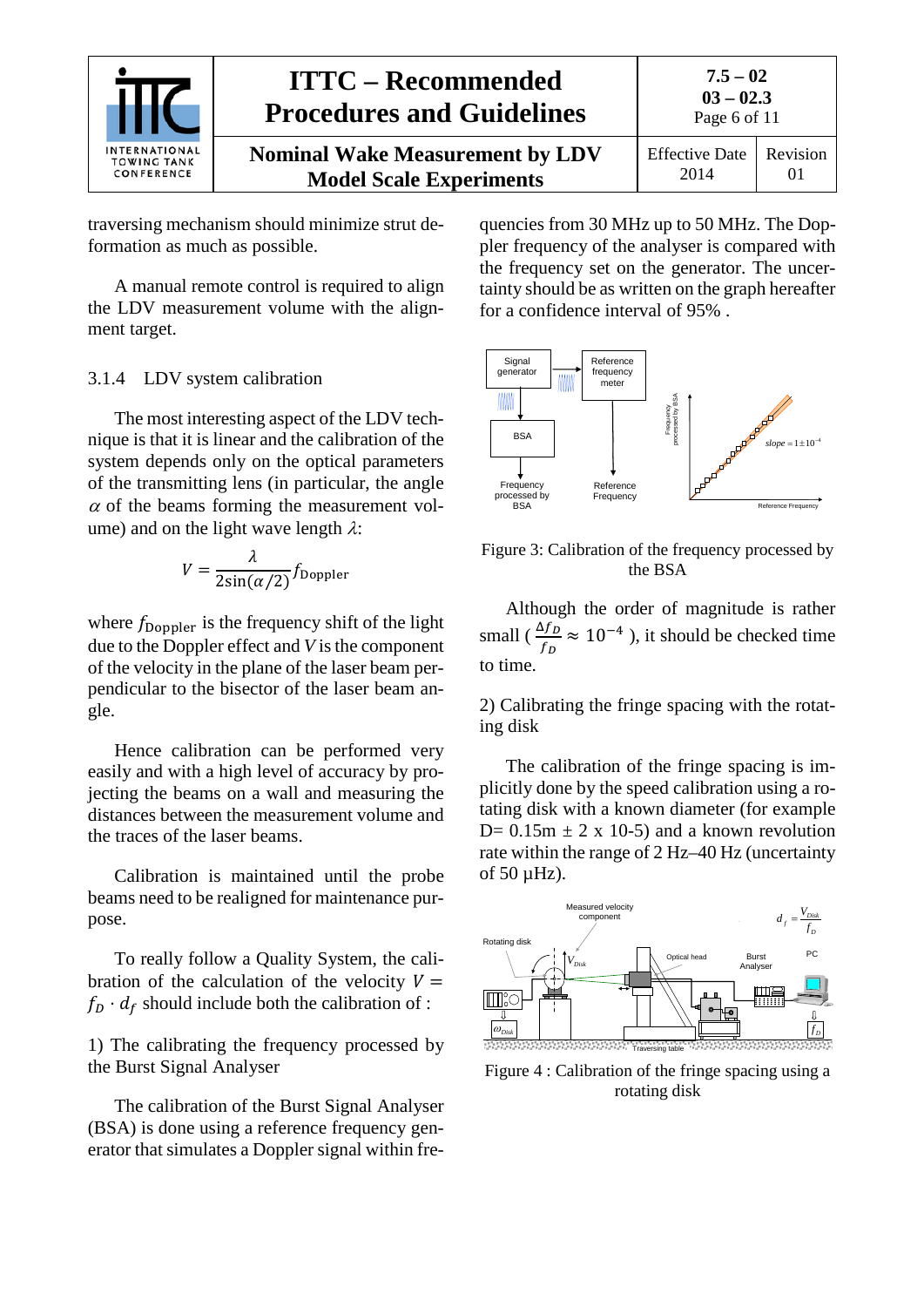traversing mechanism should minimize strut deformation as much as possible.

A manual remote control is required to align the LDV measurement volume with the alignment target.

### 3.1.4 LDV system calibration

The most interesting aspect of the LDV technique is that it is linear and the calibration of the system depends only on the optical parameters of the transmitting lens (in particular, the angle $\alpha$ of the beams forming the measurement volume) and on the light wave length $\lambda$:

$$V = \frac{\lambda}{2\sin(\alpha/2)} f_{\text{Doppler}}$$

where $f_{\text{Doppler}}$ is the frequency shift of the light due to the Doppler effect and $V$ is the component of the velocity in the plane of the laser beam perpendicular to the bisector of the laser beam angle.

Hence calibration can be performed very easily and with a high level of accuracy by projecting the beams on a wall and measuring the distances between the measurement volume and the traces of the laser beams.

Calibration is maintained until the probe beams need to be realigned for maintenance purpose.

To really follow a Quality System, the calibration of the calculation of the velocity $V = f_D \cdot d_f$ should include both the calibration of :

1) The calibrating the frequency processed by the Burst Signal Analyser

The calibration of the Burst Signal Analyser (BSA) is done using a reference frequency generator that simulates a Doppler signal within frequencies from 30 MHz up to 50 MHz. The Doppler frequency of the analyser is compared with the frequency set on the generator. The uncertainty should be as written on the graph hereafter for a confidence interval of 95% .

Figure 3: Calibration of the frequency processed by the BSA

Although the order of magnitude is rather small ( $\frac{\Delta f_D}{f_D} \approx 10^{-4}$ ), it should be checked time to time.

2) Calibrating the fringe spacing with the rotating disk

The calibration of the fringe spacing is implicitly done by the speed calibration using a rotating disk with a known diameter (for example D= 0.15m ± 2 x 10-5) and a known revolution rate within the range of 2 Hz–40 Hz (uncertainty of 50 µHz).

Figure 4 : Calibration of the fringe spacing using a rotating disk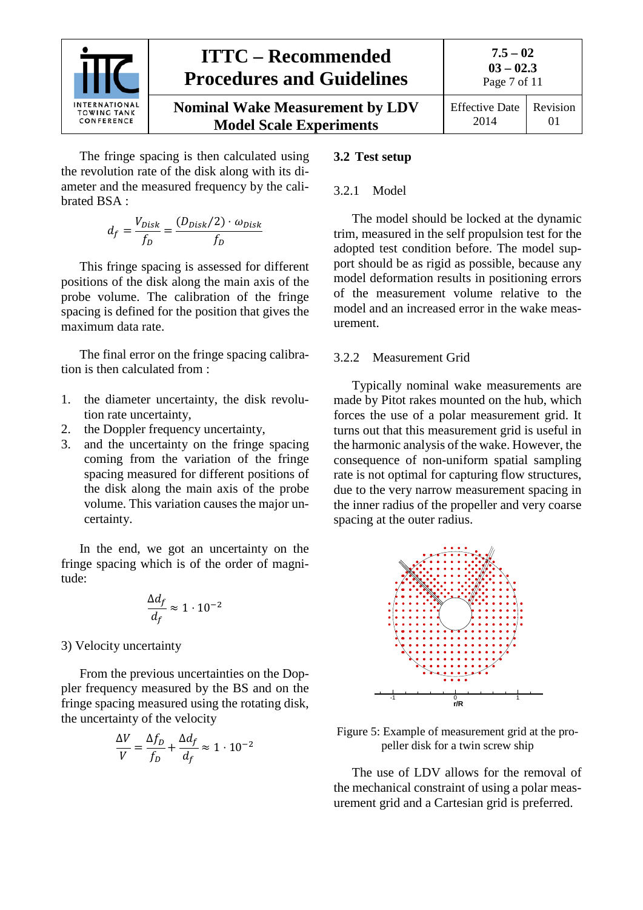The fringe spacing is then calculated using the revolution rate of the disk along with its diameter and the measured frequency by the calibrated BSA :

$$d_f = \frac{V_{Disk}}{f_D} = \frac{(D_{Disk}/2) \cdot \omega_{Disk}}{f_D}$$

This fringe spacing is assessed for different positions of the disk along the main axis of the probe volume. The calibration of the fringe spacing is defined for the position that gives the maximum data rate.

The final error on the fringe spacing calibration is then calculated from :

1. the diameter uncertainty, the disk revolution rate uncertainty,
2. the Doppler frequency uncertainty,
3. and the uncertainty on the fringe spacing coming from the variation of the fringe spacing measured for different positions of the disk along the main axis of the probe volume. This variation causes the major uncertainty.

In the end, we got an uncertainty on the fringe spacing which is of the order of magnitude:

$$\frac{\Delta d_f}{d_f} \approx 1 \cdot 10^{-2}$$

3) Velocity uncertainty

From the previous uncertainties on the Doppler frequency measured by the BS and on the fringe spacing measured using the rotating disk, the uncertainty of the velocity

$$\frac{\Delta V}{V} = \frac{\Delta f_D}{f_D} + \frac{\Delta d_f}{d_f} \approx 1 \cdot 10^{-2}$$

## 3.2 Test setup

### 3.2.1 Model

The model should be locked at the dynamic trim, measured in the self propulsion test for the adopted test condition before. The model support should be as rigid as possible, because any model deformation results in positioning errors of the measurement volume relative to the model and an increased error in the wake measurement.

### 3.2.2 Measurement Grid

Typically nominal wake measurements are made by Pitot rakes mounted on the hub, which forces the use of a polar measurement grid. It turns out that this measurement grid is useful in the harmonic analysis of the wake. However, the consequence of non-uniform spatial sampling rate is not optimal for capturing flow structures, due to the very narrow measurement spacing in the inner radius of the propeller and very coarse spacing at the outer radius.

Figure 5: Example of measurement grid at the propeller disk for a twin screw ship

The use of LDV allows for the removal of the mechanical constraint of using a polar measurement grid and a Cartesian grid is preferred.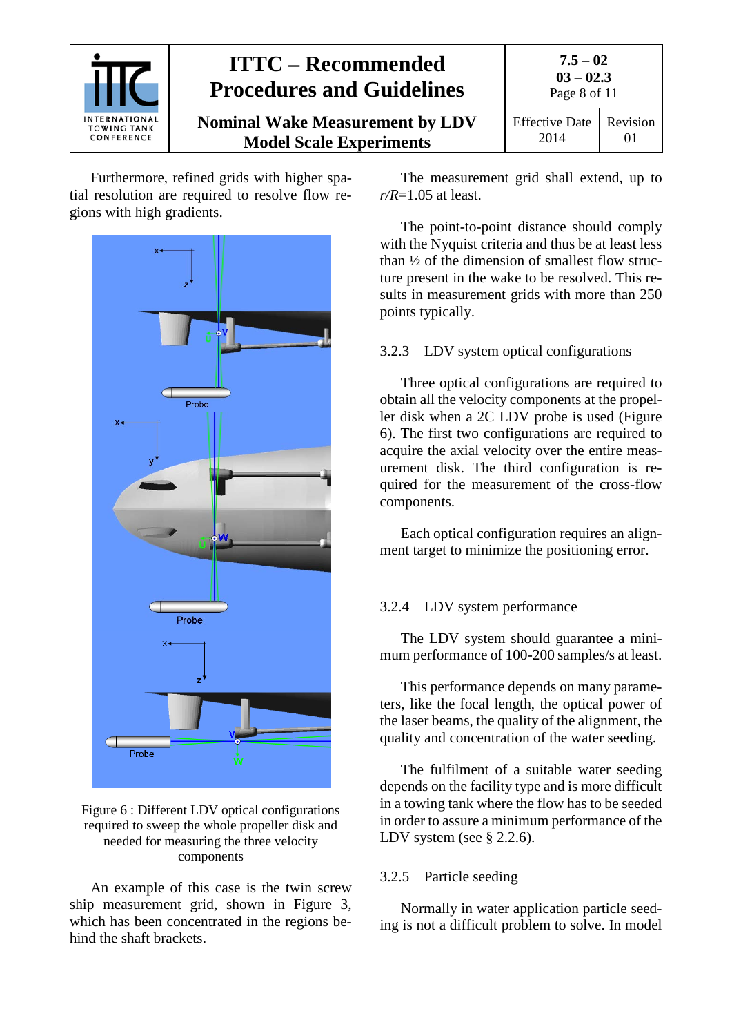Furthermore, refined grids with higher spatial resolution are required to resolve flow regions with high gradients.

Figure 6 : Different LDV optical configurations required to sweep the whole propeller disk and needed for measuring the three velocity components

An example of this case is the twin screw ship measurement grid, shown in Figure 3, which has been concentrated in the regions behind the shaft brackets.

The measurement grid shall extend, up to $r/R$=1.05 at least.

The point-to-point distance should comply with the Nyquist criteria and thus be at least less than ½ of the dimension of smallest flow structure present in the wake to be resolved. This results in measurement grids with more than 250 points typically.

### 3.2.3 LDV system optical configurations

Three optical configurations are required to obtain all the velocity components at the propeller disk when a 2C LDV probe is used (Figure 6). The first two configurations are required to acquire the axial velocity over the entire measurement disk. The third configuration is required for the measurement of the cross-flow components.

Each optical configuration requires an alignment target to minimize the positioning error.

### 3.2.4 LDV system performance

The LDV system should guarantee a minimum performance of 100-200 samples/s at least.

This performance depends on many parameters, like the focal length, the optical power of the laser beams, the quality of the alignment, the quality and concentration of the water seeding.

The fulfilment of a suitable water seeding depends on the facility type and is more difficult in a towing tank where the flow has to be seeded in order to assure a minimum performance of the LDV system (see § 2.2.6).

### 3.2.5 Particle seeding

Normally in water application particle seeding is not a difficult problem to solve. In model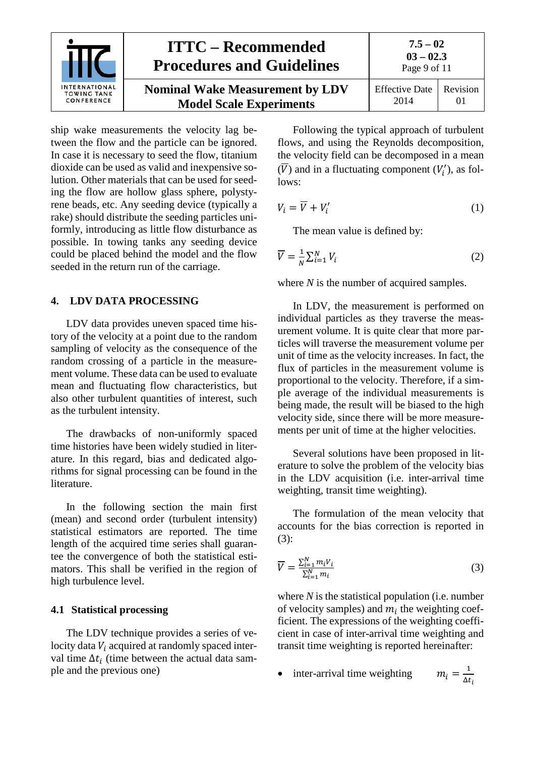ship wake measurements the velocity lag between the flow and the particle can be ignored. In case it is necessary to seed the flow, titanium dioxide can be used as valid and inexpensive solution. Other materials that can be used for seeding the flow are hollow glass sphere, polystyrene beads, etc. Any seeding device (typically a rake) should distribute the seeding particles uniformly, introducing as little flow disturbance as possible. In towing tanks any seeding device could be placed behind the model and the flow seeded in the return run of the carriage.

## 4. LDV DATA PROCESSING

LDV data provides uneven spaced time history of the velocity at a point due to the random sampling of velocity as the consequence of the random crossing of a particle in the measurement volume. These data can be used to evaluate mean and fluctuating flow characteristics, but also other turbulent quantities of interest, such as the turbulent intensity.

The drawbacks of non-uniformly spaced time histories have been widely studied in literature. In this regard, bias and dedicated algorithms for signal processing can be found in the literature.

In the following section the main first (mean) and second order (turbulent intensity) statistical estimators are reported. The time length of the acquired time series shall guarantee the convergence of both the statistical estimators. This shall be verified in the region of high turbulence level.

### 4.1 Statistical processing

The LDV technique provides a series of velocity data $V_i$ acquired at randomly spaced interval time $\Delta t_i$ (time between the actual data sample and the previous one)

Following the typical approach of turbulent flows, and using the Reynolds decomposition, the velocity field can be decomposed in a mean ($\overline{V}$) and in a fluctuating component ($V_i'$), as follows:

$$V_i = \overline{V} + V_i' \tag{1}$$

The mean value is defined by:

$$\overline{V} = \frac{1}{N}\sum_{i=1}^{N} V_i \tag{2}$$

where $N$ is the number of acquired samples.

In LDV, the measurement is performed on individual particles as they traverse the measurement volume. It is quite clear that more particles will traverse the measurement volume per unit of time as the velocity increases. In fact, the flux of particles in the measurement volume is proportional to the velocity. Therefore, if a simple average of the individual measurements is being made, the result will be biased to the high velocity side, since there will be more measurements per unit of time at the higher velocities.

Several solutions have been proposed in literature to solve the problem of the velocity bias in the LDV acquisition (i.e. inter-arrival time weighting, transit time weighting).

The formulation of the mean velocity that accounts for the bias correction is reported in (3):

$$\overline{V} = \frac{\sum_{i=1}^{N} m_i V_i}{\sum_{i=1}^{N} m_i} \tag{3}$$

where $N$ is the statistical population (i.e. number of velocity samples) and $m_i$ the weighting coefficient. The expressions of the weighting coefficient in case of inter-arrival time weighting and transit time weighting is reported hereinafter:

- inter-arrival time weighting $\quad m_i = \frac{1}{\Delta t_i}$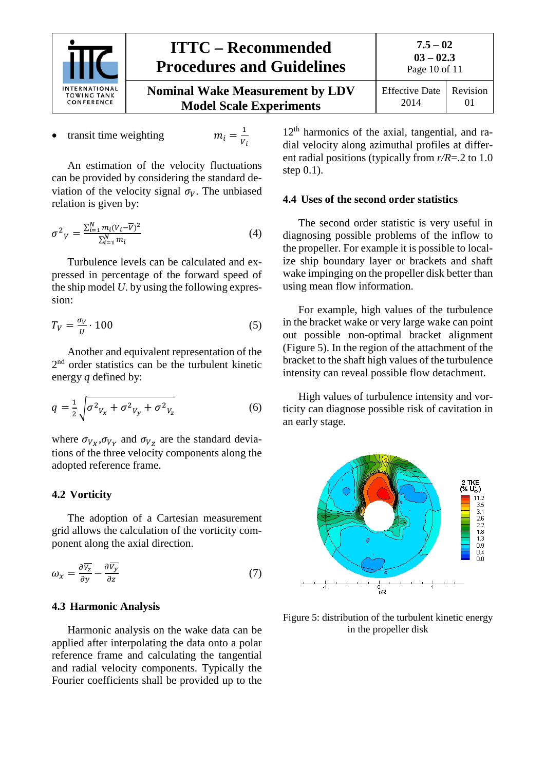- transit time weighting $m_i = \frac{1}{V_i}$

An estimation of the velocity fluctuations can be provided by considering the standard deviation of the velocity signal $\sigma_V$. The unbiased relation is given by:

$$\sigma^2{}_V = \frac{\sum_{i=1}^{N} m_i (V_i - \overline{V})^2}{\sum_{i=1}^{N} m_i} \tag{4}$$

Turbulence levels can be calculated and expressed in percentage of the forward speed of the ship model *U*. by using the following expression:

$$T_V = \frac{\sigma_V}{U} \cdot 100 \tag{5}$$

Another and equivalent representation of the 2nd order statistics can be the turbulent kinetic energy *q* defined by:

$$q = \frac{1}{2}\sqrt{\sigma^2{}_{V_x} + \sigma^2{}_{V_y} + \sigma^2{}_{V_z}} \tag{6}$$

where $\sigma_{V_X}$,$\sigma_{V_Y}$ and $\sigma_{V_Z}$ are the standard deviations of the three velocity components along the adopted reference frame.

## 4.2 Vorticity

The adoption of a Cartesian measurement grid allows the calculation of the vorticity component along the axial direction.

$$\omega_x = \frac{\partial \overline{V_z}}{\partial y} - \frac{\partial \overline{V_y}}{\partial z} \tag{7}$$

## 4.3 Harmonic Analysis

Harmonic analysis on the wake data can be applied after interpolating the data onto a polar reference frame and calculating the tangential and radial velocity components. Typically the Fourier coefficients shall be provided up to the 12th harmonics of the axial, tangential, and radial velocity along azimuthal profiles at different radial positions (typically from *r/R*=.2 to 1.0 step 0.1).

## 4.4 Uses of the second order statistics

The second order statistic is very useful in diagnosing possible problems of the inflow to the propeller. For example it is possible to localize ship boundary layer or brackets and shaft wake impinging on the propeller disk better than using mean flow information.

For example, high values of the turbulence in the bracket wake or very large wake can point out possible non-optimal bracket alignment (Figure 5). In the region of the attachment of the bracket to the shaft high values of the turbulence intensity can reveal possible flow detachment.

High values of turbulence intensity and vorticity can diagnose possible risk of cavitation in an early stage.

Figure 5: distribution of the turbulent kinetic energy in the propeller disk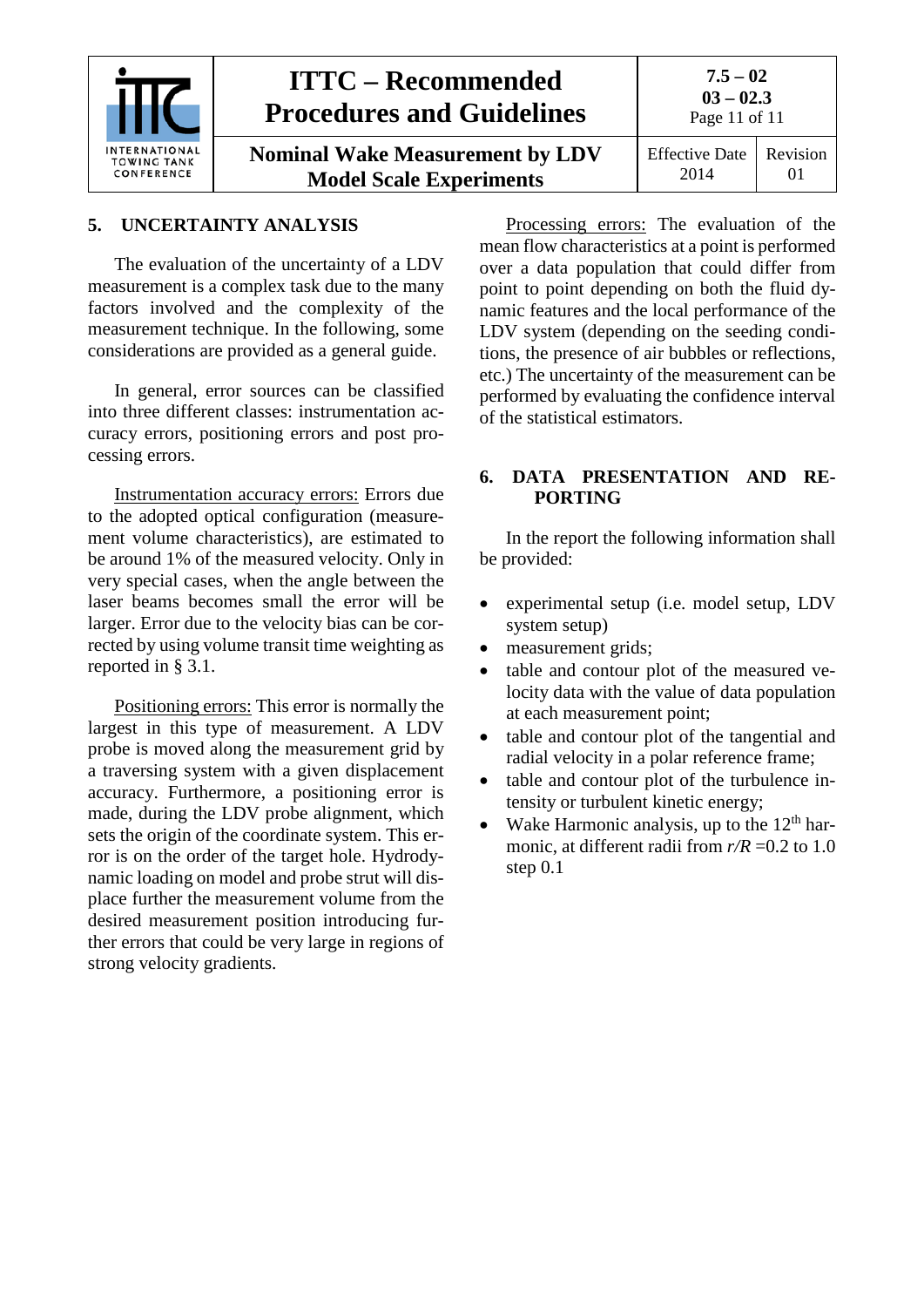## 5. UNCERTAINTY ANALYSIS

The evaluation of the uncertainty of a LDV measurement is a complex task due to the many factors involved and the complexity of the measurement technique. In the following, some considerations are provided as a general guide.

In general, error sources can be classified into three different classes: instrumentation accuracy errors, positioning errors and post processing errors.

Instrumentation accuracy errors: Errors due to the adopted optical configuration (measurement volume characteristics), are estimated to be around 1% of the measured velocity. Only in very special cases, when the angle between the laser beams becomes small the error will be larger. Error due to the velocity bias can be corrected by using volume transit time weighting as reported in § 3.1.

Positioning errors: This error is normally the largest in this type of measurement. A LDV probe is moved along the measurement grid by a traversing system with a given displacement accuracy. Furthermore, a positioning error is made, during the LDV probe alignment, which sets the origin of the coordinate system. This error is on the order of the target hole. Hydrodynamic loading on model and probe strut will displace further the measurement volume from the desired measurement position introducing further errors that could be very large in regions of strong velocity gradients.

Processing errors: The evaluation of the mean flow characteristics at a point is performed over a data population that could differ from point to point depending on both the fluid dynamic features and the local performance of the LDV system (depending on the seeding conditions, the presence of air bubbles or reflections, etc.) The uncertainty of the measurement can be performed by evaluating the confidence interval of the statistical estimators.

## 6. DATA PRESENTATION AND REPORTING

In the report the following information shall be provided:

- experimental setup (i.e. model setup, LDV system setup)
- measurement grids;
- table and contour plot of the measured velocity data with the value of data population at each measurement point;
- table and contour plot of the tangential and radial velocity in a polar reference frame;
- table and contour plot of the turbulence intensity or turbulent kinetic energy;
- Wake Harmonic analysis, up to the 12$^{th}$ harmonic, at different radii from $r/R$ =0.2 to 1.0 step 0.1